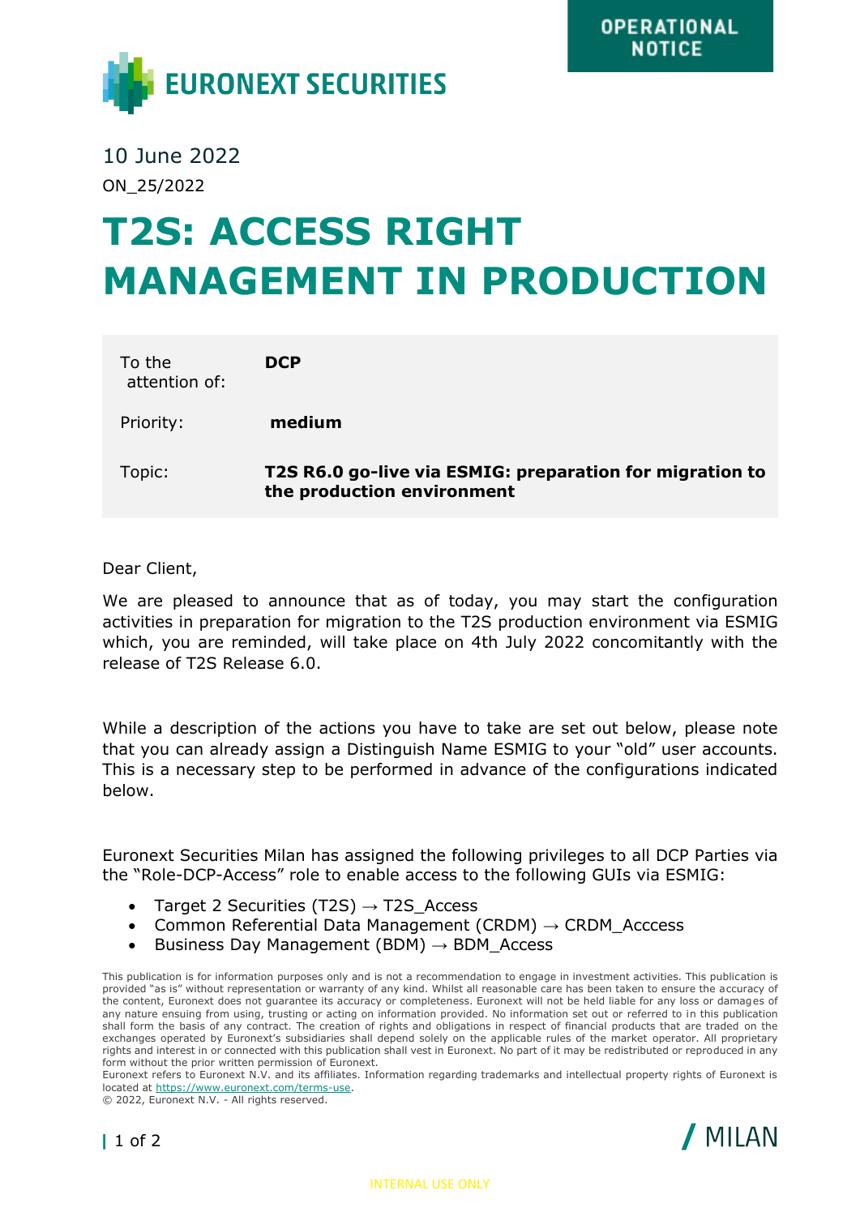OPERATIONAL NOTICE

EURONEXT SECURITIES

10 June 2022

ON_25/2022

# T2S: ACCESS RIGHT MANAGEMENT IN PRODUCTION

| | |
|---|---|
| To the attention of: | **DCP** |
| Priority: | **medium** |
| Topic: | **T2S R6.0 go-live via ESMIG: preparation for migration to the production environment** |

Dear Client,

We are pleased to announce that as of today, you may start the configuration activities in preparation for migration to the T2S production environment via ESMIG which, you are reminded, will take place on 4th July 2022 concomitantly with the release of T2S Release 6.0.

While a description of the actions you have to take are set out below, please note that you can already assign a Distinguish Name ESMIG to your "old" user accounts. This is a necessary step to be performed in advance of the configurations indicated below.

Euronext Securities Milan has assigned the following privileges to all DCP Parties via the "Role-DCP-Access" role to enable access to the following GUIs via ESMIG:

- Target 2 Securities (T2S) → T2S_Access
- Common Referential Data Management (CRDM) → CRDM_Acccess
- Business Day Management (BDM) → BDM_Access

This publication is for information purposes only and is not a recommendation to engage in investment activities. This publication is provided "as is" without representation or warranty of any kind. Whilst all reasonable care has been taken to ensure the accuracy of the content, Euronext does not guarantee its accuracy or completeness. Euronext will not be held liable for any loss or damages of any nature ensuing from using, trusting or acting on information provided. No information set out or referred to in this publication shall form the basis of any contract. The creation of rights and obligations in respect of financial products that are traded on the exchanges operated by Euronext's subsidiaries shall depend solely on the applicable rules of the market operator. All proprietary rights and interest in or connected with this publication shall vest in Euronext. No part of it may be redistributed or reproduced in any form without the prior written permission of Euronext.
Euronext refers to Euronext N.V. and its affiliates. Information regarding trademarks and intellectual property rights of Euronext is located at https://www.euronext.com/terms-use.
© 2022, Euronext N.V. - All rights reserved.

MILAN

INTERNAL USE ONLY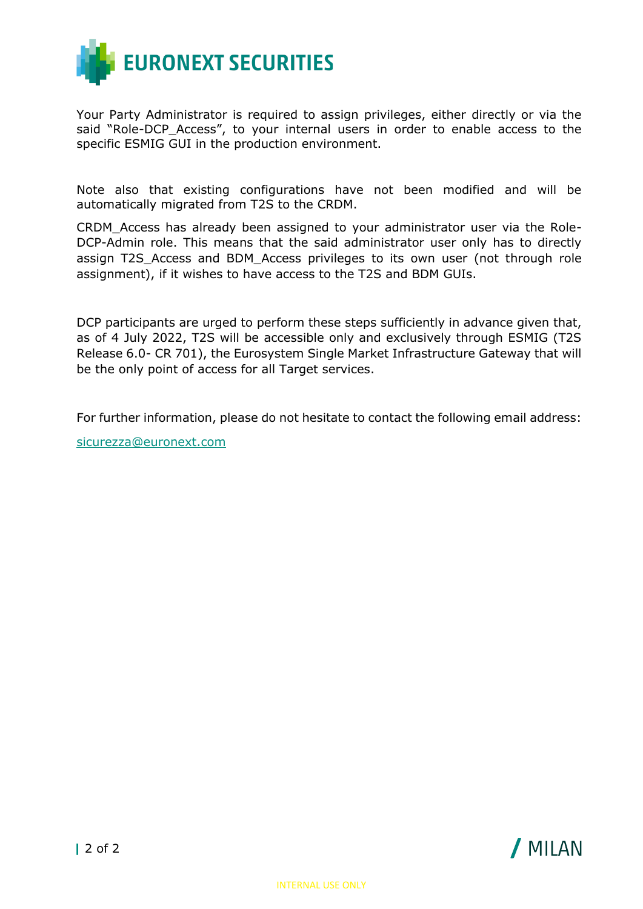Your Party Administrator is required to assign privileges, either directly or via the said "Role-DCP_Access", to your internal users in order to enable access to the specific ESMIG GUI in the production environment.

Note also that existing configurations have not been modified and will be automatically migrated from T2S to the CRDM.

CRDM_Access has already been assigned to your administrator user via the Role-DCP-Admin role. This means that the said administrator user only has to directly assign T2S_Access and BDM_Access privileges to its own user (not through role assignment), if it wishes to have access to the T2S and BDM GUIs.

DCP participants are urged to perform these steps sufficiently in advance given that, as of 4 July 2022, T2S will be accessible only and exclusively through ESMIG (T2S Release 6.0- CR 701), the Eurosystem Single Market Infrastructure Gateway that will be the only point of access for all Target services.

For further information, please do not hesitate to contact the following email address:

sicurezza@euronext.com